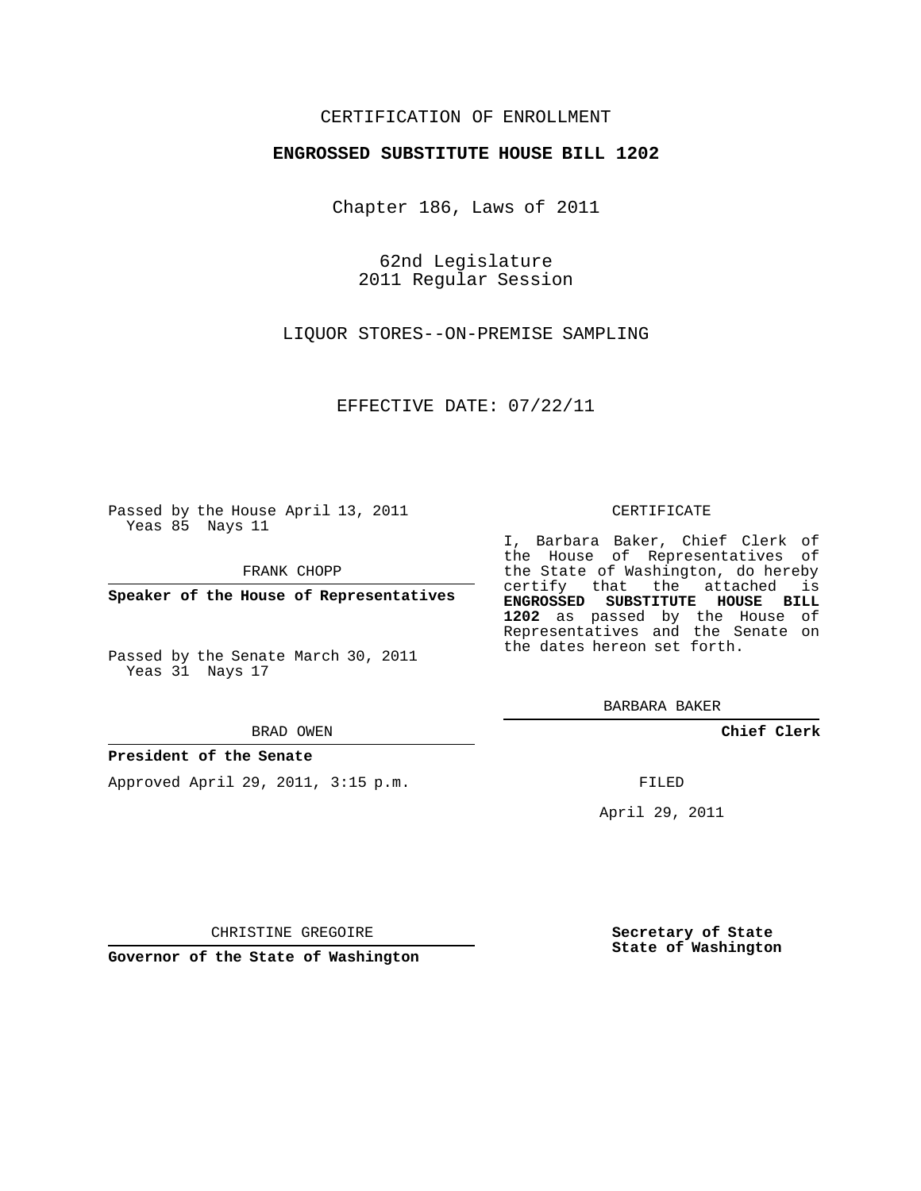CERTIFICATION OF ENROLLMENT

**ENGROSSED SUBSTITUTE HOUSE BILL 1202**

Chapter 186, Laws of 2011

62nd Legislature
2011 Regular Session

LIQUOR STORES--ON-PREMISE SAMPLING

EFFECTIVE DATE: 07/22/11

Passed by the House April 13, 2011
Yeas 85 Nays 11

FRANK CHOPP

**Speaker of the House of Representatives**

Passed by the Senate March 30, 2011
Yeas 31 Nays 17

BRAD OWEN

**President of the Senate**

Approved April 29, 2011, 3:15 p.m.

CHRISTINE GREGOIRE

**Governor of the State of Washington**

CERTIFICATE

I, Barbara Baker, Chief Clerk of the House of Representatives of the State of Washington, do hereby certify that the attached is **ENGROSSED SUBSTITUTE HOUSE BILL 1202** as passed by the House of Representatives and the Senate on the dates hereon set forth.

BARBARA BAKER

**Chief Clerk**

FILED

April 29, 2011

**Secretary of State**
**State of Washington**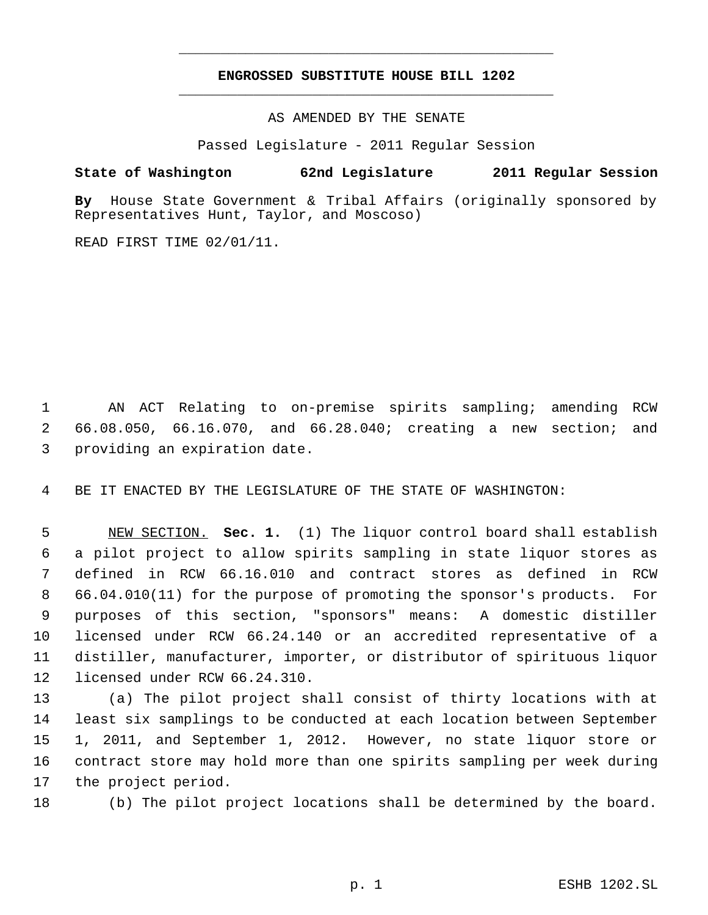# ENGROSSED SUBSTITUTE HOUSE BILL 1202

AS AMENDED BY THE SENATE

Passed Legislature - 2011 Regular Session

**State of Washington 62nd Legislature 2011 Regular Session**

**By** House State Government & Tribal Affairs (originally sponsored by Representatives Hunt, Taylor, and Moscoso)

READ FIRST TIME 02/01/11.

AN ACT Relating to on-premise spirits sampling; amending RCW 66.08.050, 66.16.070, and 66.28.040; creating a new section; and providing an expiration date.

BE IT ENACTED BY THE LEGISLATURE OF THE STATE OF WASHINGTON:

NEW SECTION. **Sec. 1.** (1) The liquor control board shall establish a pilot project to allow spirits sampling in state liquor stores as defined in RCW 66.16.010 and contract stores as defined in RCW 66.04.010(11) for the purpose of promoting the sponsor's products. For purposes of this section, "sponsors" means: A domestic distiller licensed under RCW 66.24.140 or an accredited representative of a distiller, manufacturer, importer, or distributor of spirituous liquor licensed under RCW 66.24.310.

(a) The pilot project shall consist of thirty locations with at least six samplings to be conducted at each location between September 1, 2011, and September 1, 2012. However, no state liquor store or contract store may hold more than one spirits sampling per week during the project period.

(b) The pilot project locations shall be determined by the board.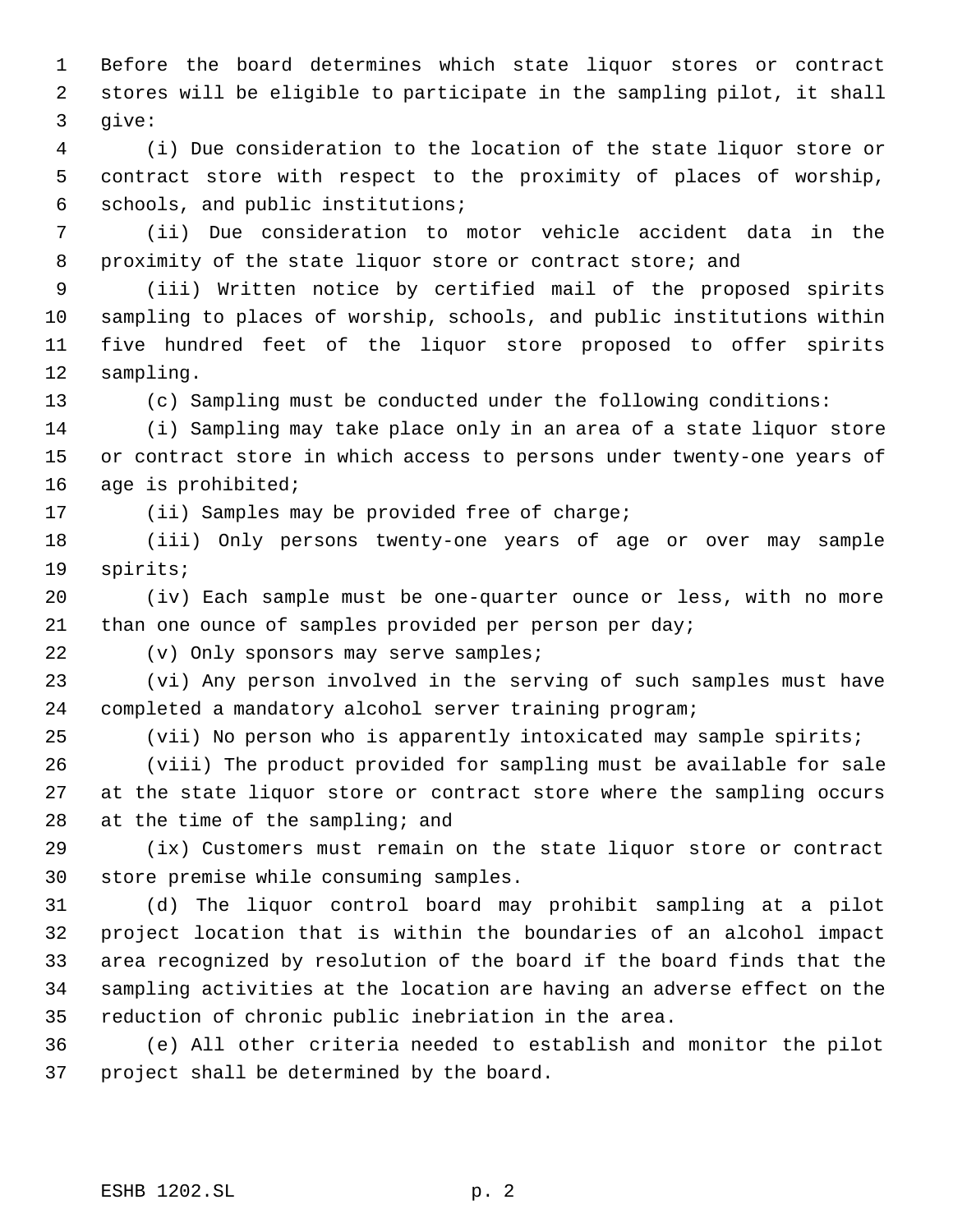Before the board determines which state liquor stores or contract stores will be eligible to participate in the sampling pilot, it shall give:

(i) Due consideration to the location of the state liquor store or contract store with respect to the proximity of places of worship, schools, and public institutions;

(ii) Due consideration to motor vehicle accident data in the proximity of the state liquor store or contract store; and

(iii) Written notice by certified mail of the proposed spirits sampling to places of worship, schools, and public institutions within five hundred feet of the liquor store proposed to offer spirits sampling.

(c) Sampling must be conducted under the following conditions:

(i) Sampling may take place only in an area of a state liquor store or contract store in which access to persons under twenty-one years of age is prohibited;

(ii) Samples may be provided free of charge;

(iii) Only persons twenty-one years of age or over may sample spirits;

(iv) Each sample must be one-quarter ounce or less, with no more than one ounce of samples provided per person per day;

(v) Only sponsors may serve samples;

(vi) Any person involved in the serving of such samples must have completed a mandatory alcohol server training program;

(vii) No person who is apparently intoxicated may sample spirits;

(viii) The product provided for sampling must be available for sale at the state liquor store or contract store where the sampling occurs at the time of the sampling; and

(ix) Customers must remain on the state liquor store or contract store premise while consuming samples.

(d) The liquor control board may prohibit sampling at a pilot project location that is within the boundaries of an alcohol impact area recognized by resolution of the board if the board finds that the sampling activities at the location are having an adverse effect on the reduction of chronic public inebriation in the area.

(e) All other criteria needed to establish and monitor the pilot project shall be determined by the board.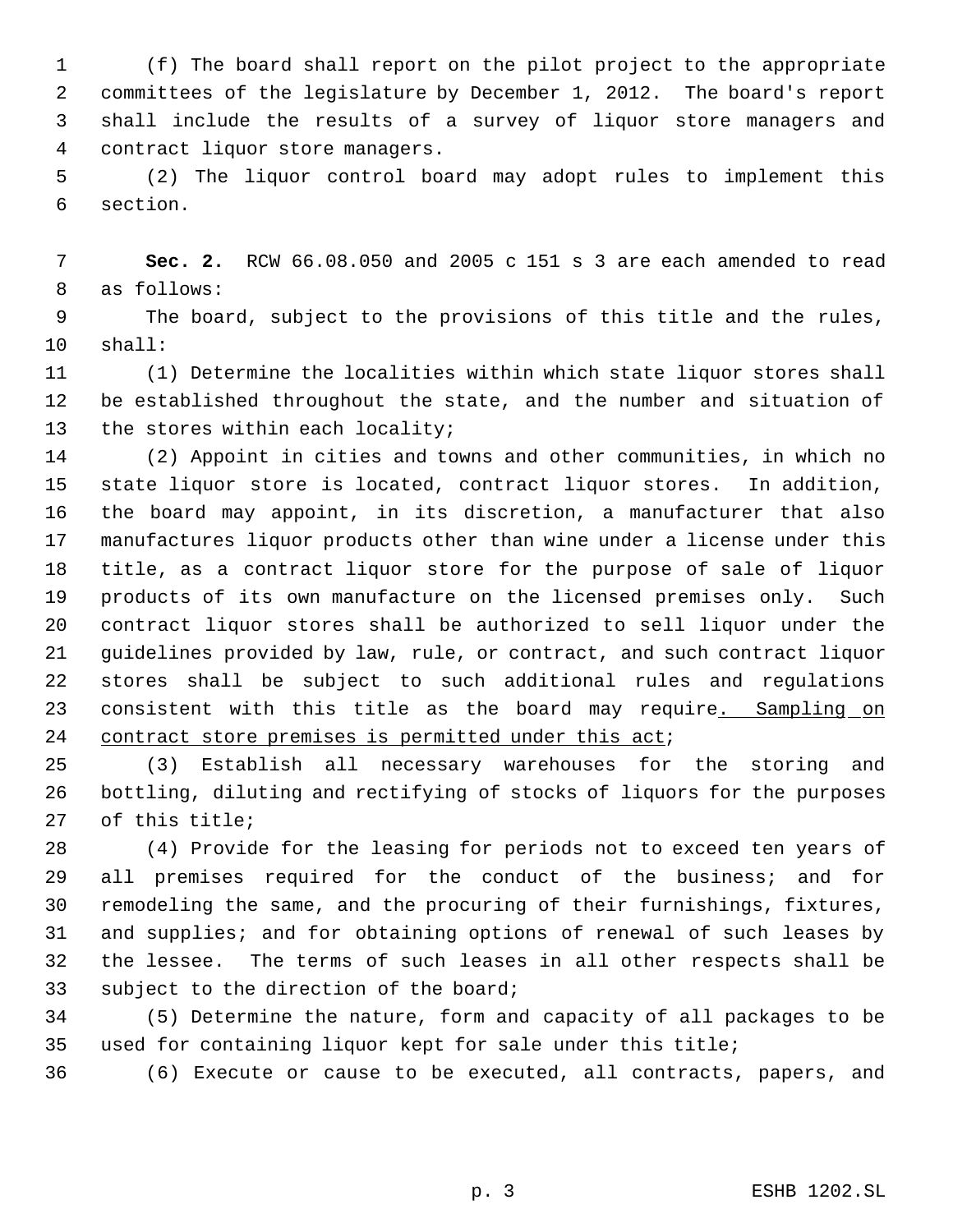(f) The board shall report on the pilot project to the appropriate committees of the legislature by December 1, 2012. The board's report shall include the results of a survey of liquor store managers and contract liquor store managers.

(2) The liquor control board may adopt rules to implement this section.

**Sec. 2.** RCW 66.08.050 and 2005 c 151 s 3 are each amended to read as follows:

The board, subject to the provisions of this title and the rules, shall:

(1) Determine the localities within which state liquor stores shall be established throughout the state, and the number and situation of the stores within each locality;

(2) Appoint in cities and towns and other communities, in which no state liquor store is located, contract liquor stores. In addition, the board may appoint, in its discretion, a manufacturer that also manufactures liquor products other than wine under a license under this title, as a contract liquor store for the purpose of sale of liquor products of its own manufacture on the licensed premises only. Such contract liquor stores shall be authorized to sell liquor under the guidelines provided by law, rule, or contract, and such contract liquor stores shall be subject to such additional rules and regulations consistent with this title as the board may require<u>. Sampling on contract store premises is permitted under this act</u>;

(3) Establish all necessary warehouses for the storing and bottling, diluting and rectifying of stocks of liquors for the purposes of this title;

(4) Provide for the leasing for periods not to exceed ten years of all premises required for the conduct of the business; and for remodeling the same, and the procuring of their furnishings, fixtures, and supplies; and for obtaining options of renewal of such leases by the lessee. The terms of such leases in all other respects shall be subject to the direction of the board;

(5) Determine the nature, form and capacity of all packages to be used for containing liquor kept for sale under this title;

(6) Execute or cause to be executed, all contracts, papers, and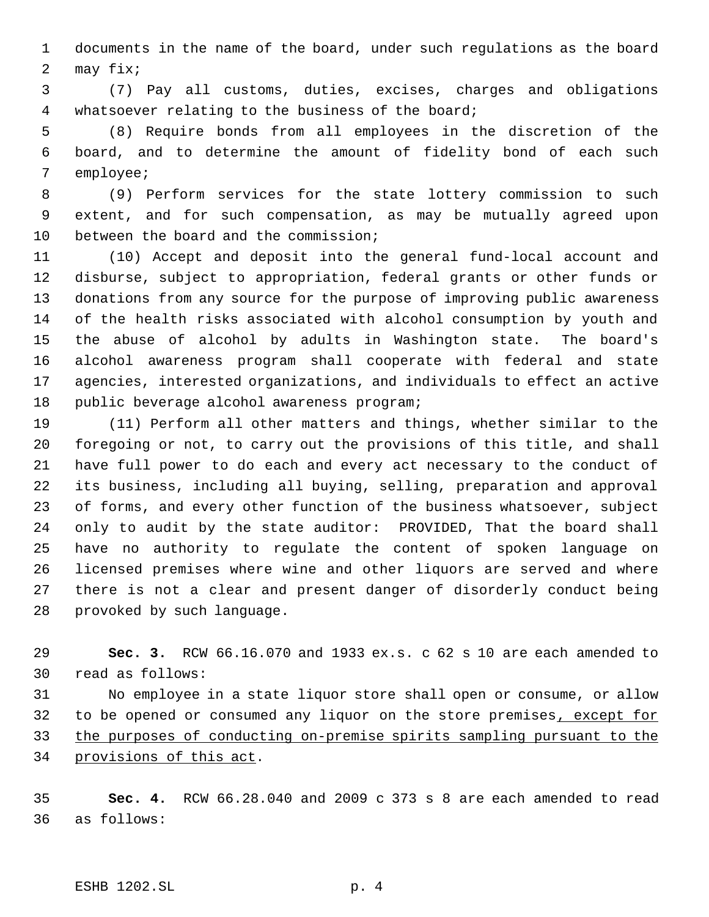documents in the name of the board, under such regulations as the board may fix;

(7) Pay all customs, duties, excises, charges and obligations whatsoever relating to the business of the board;

(8) Require bonds from all employees in the discretion of the board, and to determine the amount of fidelity bond of each such employee;

(9) Perform services for the state lottery commission to such extent, and for such compensation, as may be mutually agreed upon between the board and the commission;

(10) Accept and deposit into the general fund-local account and disburse, subject to appropriation, federal grants or other funds or donations from any source for the purpose of improving public awareness of the health risks associated with alcohol consumption by youth and the abuse of alcohol by adults in Washington state. The board's alcohol awareness program shall cooperate with federal and state agencies, interested organizations, and individuals to effect an active public beverage alcohol awareness program;

(11) Perform all other matters and things, whether similar to the foregoing or not, to carry out the provisions of this title, and shall have full power to do each and every act necessary to the conduct of its business, including all buying, selling, preparation and approval of forms, and every other function of the business whatsoever, subject only to audit by the state auditor: PROVIDED, That the board shall have no authority to regulate the content of spoken language on licensed premises where wine and other liquors are served and where there is not a clear and present danger of disorderly conduct being provoked by such language.

**Sec. 3.** RCW 66.16.070 and 1933 ex.s. c 62 s 10 are each amended to read as follows:

No employee in a state liquor store shall open or consume, or allow to be opened or consumed any liquor on the store premises<u>, except for the purposes of conducting on-premise spirits sampling pursuant to the provisions of this act</u>.

**Sec. 4.** RCW 66.28.040 and 2009 c 373 s 8 are each amended to read as follows: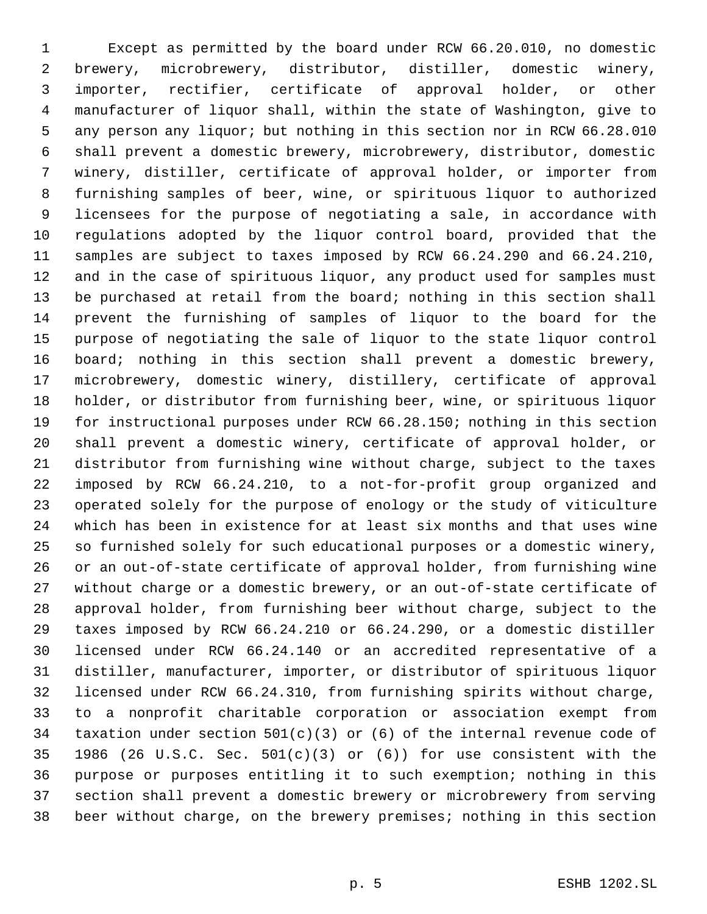Except as permitted by the board under RCW 66.20.010, no domestic brewery, microbrewery, distributor, distiller, domestic winery, importer, rectifier, certificate of approval holder, or other manufacturer of liquor shall, within the state of Washington, give to any person any liquor; but nothing in this section nor in RCW 66.28.010 shall prevent a domestic brewery, microbrewery, distributor, domestic winery, distiller, certificate of approval holder, or importer from furnishing samples of beer, wine, or spirituous liquor to authorized licensees for the purpose of negotiating a sale, in accordance with regulations adopted by the liquor control board, provided that the samples are subject to taxes imposed by RCW 66.24.290 and 66.24.210, and in the case of spirituous liquor, any product used for samples must be purchased at retail from the board; nothing in this section shall prevent the furnishing of samples of liquor to the board for the purpose of negotiating the sale of liquor to the state liquor control board; nothing in this section shall prevent a domestic brewery, microbrewery, domestic winery, distillery, certificate of approval holder, or distributor from furnishing beer, wine, or spirituous liquor for instructional purposes under RCW 66.28.150; nothing in this section shall prevent a domestic winery, certificate of approval holder, or distributor from furnishing wine without charge, subject to the taxes imposed by RCW 66.24.210, to a not-for-profit group organized and operated solely for the purpose of enology or the study of viticulture which has been in existence for at least six months and that uses wine so furnished solely for such educational purposes or a domestic winery, or an out-of-state certificate of approval holder, from furnishing wine without charge or a domestic brewery, or an out-of-state certificate of approval holder, from furnishing beer without charge, subject to the taxes imposed by RCW 66.24.210 or 66.24.290, or a domestic distiller licensed under RCW 66.24.140 or an accredited representative of a distiller, manufacturer, importer, or distributor of spirituous liquor licensed under RCW 66.24.310, from furnishing spirits without charge, to a nonprofit charitable corporation or association exempt from taxation under section 501(c)(3) or (6) of the internal revenue code of 1986 (26 U.S.C. Sec. 501(c)(3) or (6)) for use consistent with the purpose or purposes entitling it to such exemption; nothing in this section shall prevent a domestic brewery or microbrewery from serving beer without charge, on the brewery premises; nothing in this section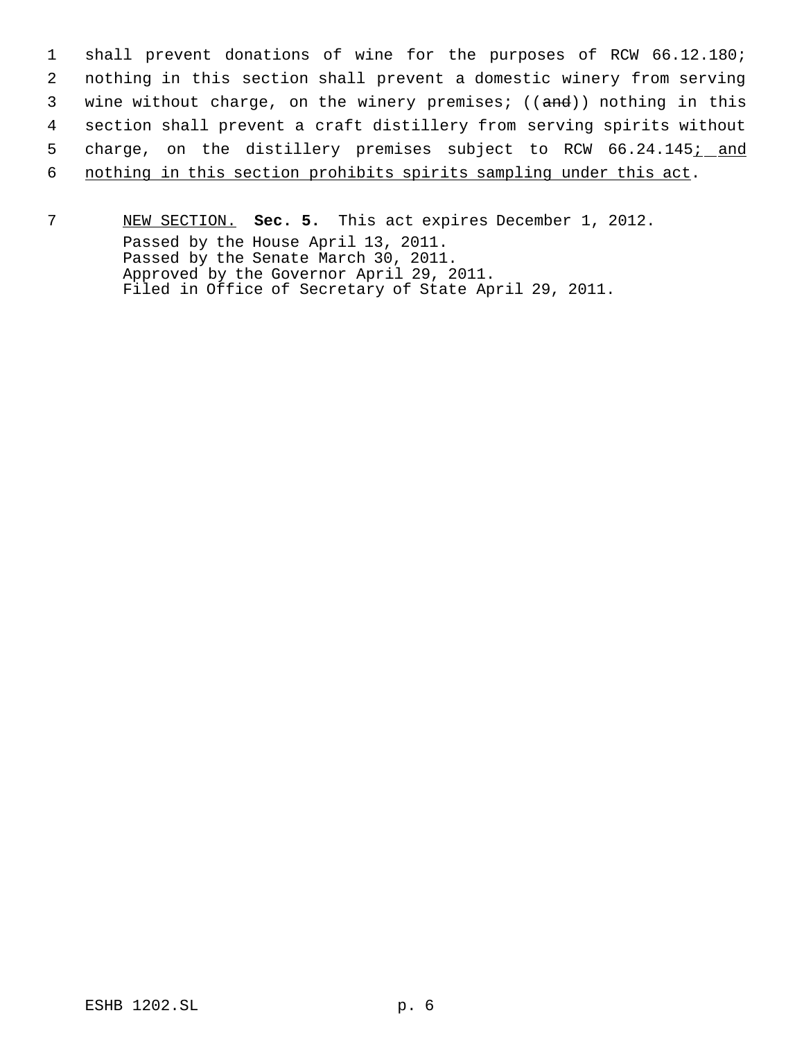shall prevent donations of wine for the purposes of RCW 66.12.180; nothing in this section shall prevent a domestic winery from serving wine without charge, on the winery premises; ((~~and~~)) nothing in this section shall prevent a craft distillery from serving spirits without charge, on the distillery premises subject to RCW 66.24.145<u>; and nothing in this section prohibits spirits sampling under this act</u>.

<u>NEW SECTION.</u> **Sec. 5.** This act expires December 1, 2012.

Passed by the House April 13, 2011.
Passed by the Senate March 30, 2011.
Approved by the Governor April 29, 2011.
Filed in Office of Secretary of State April 29, 2011.